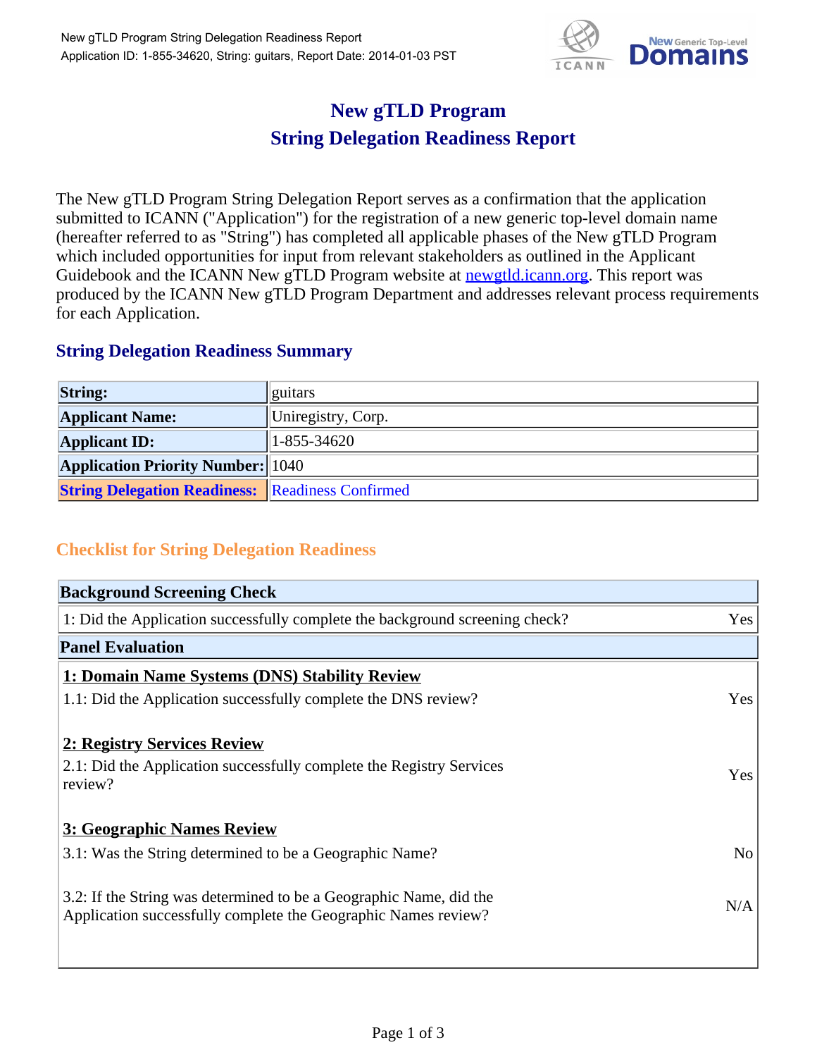# New gTLD Program
# String Delegation Readiness Report

The New gTLD Program String Delegation Report serves as a confirmation that the application submitted to ICANN ("Application") for the registration of a new generic top-level domain name (hereafter referred to as "String") has completed all applicable phases of the New gTLD Program which included opportunities for input from relevant stakeholders as outlined in the Applicant Guidebook and the ICANN New gTLD Program website at [newgtld.icann.org](http://newgtld.icann.org). This report was produced by the ICANN New gTLD Program Department and addresses relevant process requirements for each Application.

## String Delegation Readiness Summary

| | |
|---|---|
| **String:** | guitars |
| **Applicant Name:** | Uniregistry, Corp. |
| **Applicant ID:** | 1-855-34620 |
| **Application Priority Number:** | 1040 |
| **String Delegation Readiness:** | Readiness Confirmed |

## Checklist for String Delegation Readiness

| **Background Screening Check** | |
|---|---|
| 1: Did the Application successfully complete the background screening check? | Yes |
| **Panel Evaluation** | |
| **1: Domain Name Systems (DNS) Stability Review** | |
| 1.1: Did the Application successfully complete the DNS review? | Yes |
| **2: Registry Services Review** | |
| 2.1: Did the Application successfully complete the Registry Services review? | Yes |
| **3: Geographic Names Review** | |
| 3.1: Was the String determined to be a Geographic Name? | No |
| 3.2: If the String was determined to be a Geographic Name, did the Application successfully complete the Geographic Names review? | N/A |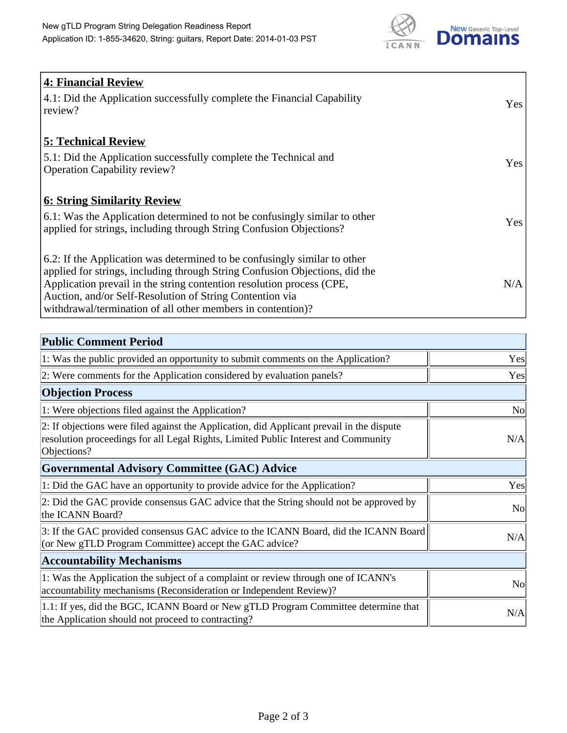| 4: Financial Review | |
|---|---|
| 4.1: Did the Application successfully complete the Financial Capability review? | Yes |
| **5: Technical Review** | |
| 5.1: Did the Application successfully complete the Technical and Operation Capability review? | Yes |
| **6: String Similarity Review** | |
| 6.1: Was the Application determined to not be confusingly similar to other applied for strings, including through String Confusion Objections? | Yes |
| 6.2: If the Application was determined to be confusingly similar to other applied for strings, including through String Confusion Objections, did the Application prevail in the string contention resolution process (CPE, Auction, and/or Self-Resolution of String Contention via withdrawal/termination of all other members in contention)? | N/A |

| Public Comment Period | |
|---|---|
| 1: Was the public provided an opportunity to submit comments on the Application? | Yes |
| 2: Were comments for the Application considered by evaluation panels? | Yes |
| **Objection Process** | |
| 1: Were objections filed against the Application? | No |
| 2: If objections were filed against the Application, did Applicant prevail in the dispute resolution proceedings for all Legal Rights, Limited Public Interest and Community Objections? | N/A |
| **Governmental Advisory Committee (GAC) Advice** | |
| 1: Did the GAC have an opportunity to provide advice for the Application? | Yes |
| 2: Did the GAC provide consensus GAC advice that the String should not be approved by the ICANN Board? | No |
| 3: If the GAC provided consensus GAC advice to the ICANN Board, did the ICANN Board (or New gTLD Program Committee) accept the GAC advice? | N/A |
| **Accountability Mechanisms** | |
| 1: Was the Application the subject of a complaint or review through one of ICANN's accountability mechanisms (Reconsideration or Independent Review)? | No |
| 1.1: If yes, did the BGC, ICANN Board or New gTLD Program Committee determine that the Application should not proceed to contracting? | N/A |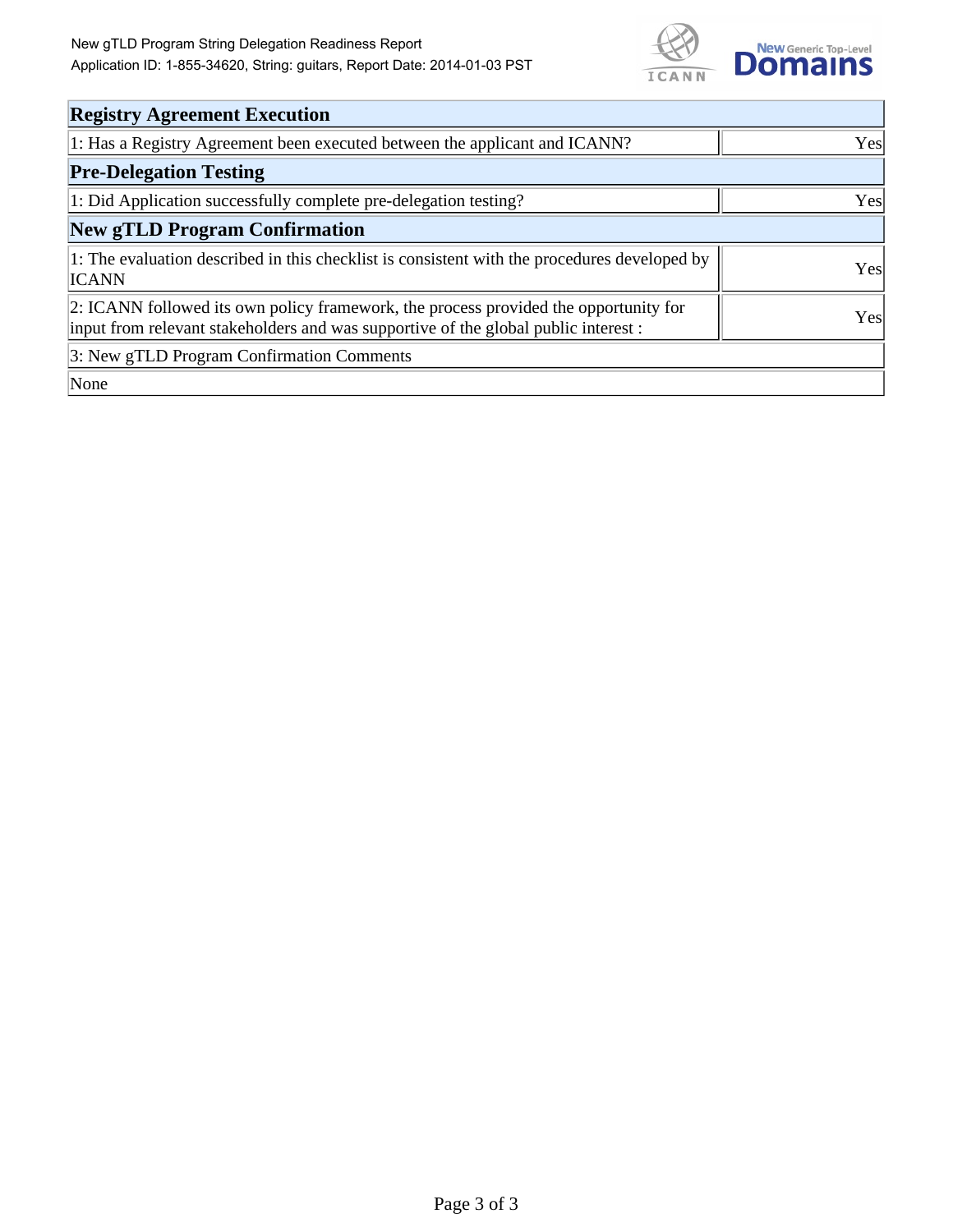## Registry Agreement Execution

| | |
|---|---|
| 1: Has a Registry Agreement been executed between the applicant and ICANN? | Yes |

## Pre-Delegation Testing

| | |
|---|---|
| 1: Did Application successfully complete pre-delegation testing? | Yes |

## New gTLD Program Confirmation

| | |
|---|---|
| 1: The evaluation described in this checklist is consistent with the procedures developed by ICANN | Yes |
| 2: ICANN followed its own policy framework, the process provided the opportunity for input from relevant stakeholders and was supportive of the global public interest : | Yes |

3: New gTLD Program Confirmation Comments

None